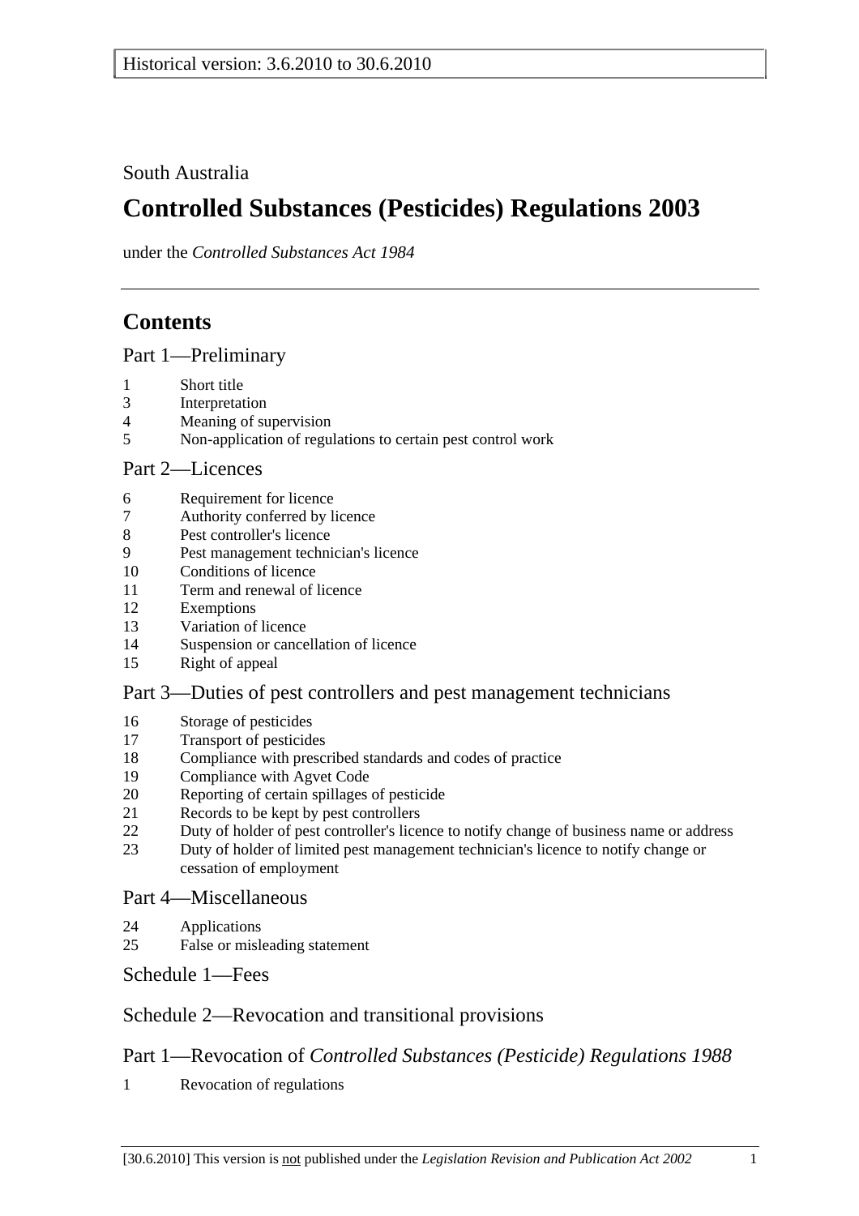Historical version: 3.6.2010 to 30.6.2010

South Australia

# Controlled Substances (Pesticides) Regulations 2003

under the *Controlled Substances Act 1984*

## Contents

Part 1—Preliminary

1 Short title
3 Interpretation
4 Meaning of supervision
5 Non-application of regulations to certain pest control work

Part 2—Licences

6 Requirement for licence
7 Authority conferred by licence
8 Pest controller's licence
9 Pest management technician's licence
10 Conditions of licence
11 Term and renewal of licence
12 Exemptions
13 Variation of licence
14 Suspension or cancellation of licence
15 Right of appeal

Part 3—Duties of pest controllers and pest management technicians

16 Storage of pesticides
17 Transport of pesticides
18 Compliance with prescribed standards and codes of practice
19 Compliance with Agvet Code
20 Reporting of certain spillages of pesticide
21 Records to be kept by pest controllers
22 Duty of holder of pest controller's licence to notify change of business name or address
23 Duty of holder of limited pest management technician's licence to notify change or cessation of employment

Part 4—Miscellaneous

24 Applications
25 False or misleading statement

Schedule 1—Fees

Schedule 2—Revocation and transitional provisions

Part 1—Revocation of *Controlled Substances (Pesticide) Regulations 1988*

1 Revocation of regulations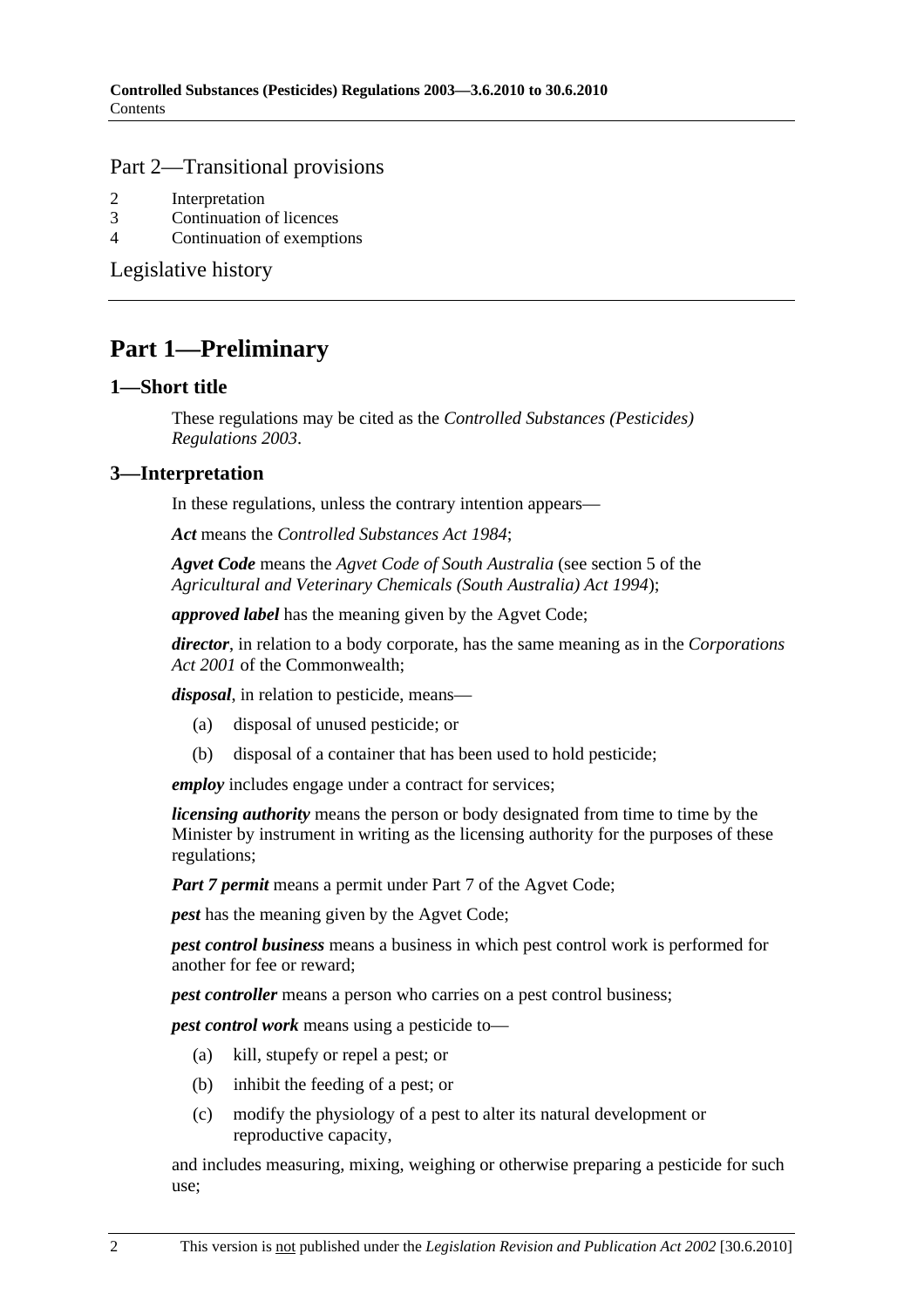## Part 2—Transitional provisions

2 Interpretation
3 Continuation of licences
4 Continuation of exemptions

Legislative history

# Part 1—Preliminary

## 1—Short title

These regulations may be cited as the *Controlled Substances (Pesticides) Regulations 2003*.

## 3—Interpretation

In these regulations, unless the contrary intention appears—

***Act*** means the *Controlled Substances Act 1984*;

***Agvet Code*** means the *Agvet Code of South Australia* (see section 5 of the *Agricultural and Veterinary Chemicals (South Australia) Act 1994*);

***approved label*** has the meaning given by the Agvet Code;

***director***, in relation to a body corporate, has the same meaning as in the *Corporations Act 2001* of the Commonwealth;

***disposal***, in relation to pesticide, means—

(a) disposal of unused pesticide; or

(b) disposal of a container that has been used to hold pesticide;

***employ*** includes engage under a contract for services;

***licensing authority*** means the person or body designated from time to time by the Minister by instrument in writing as the licensing authority for the purposes of these regulations;

***Part 7 permit*** means a permit under Part 7 of the Agvet Code;

***pest*** has the meaning given by the Agvet Code;

***pest control business*** means a business in which pest control work is performed for another for fee or reward;

***pest controller*** means a person who carries on a pest control business;

***pest control work*** means using a pesticide to—

(a) kill, stupefy or repel a pest; or

(b) inhibit the feeding of a pest; or

(c) modify the physiology of a pest to alter its natural development or reproductive capacity,

and includes measuring, mixing, weighing or otherwise preparing a pesticide for such use;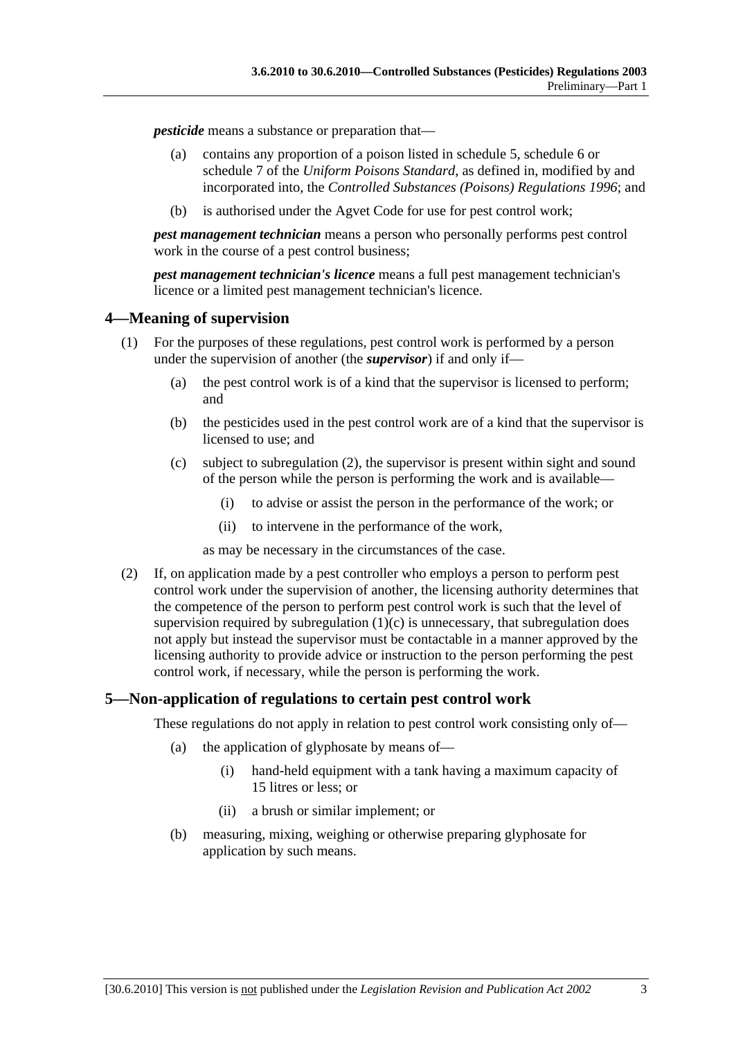***pesticide*** means a substance or preparation that—

(a) contains any proportion of a poison listed in schedule 5, schedule 6 or schedule 7 of the *Uniform Poisons Standard*, as defined in, modified by and incorporated into, the *Controlled Substances (Poisons) Regulations 1996*; and

(b) is authorised under the Agvet Code for use for pest control work;

***pest management technician*** means a person who personally performs pest control work in the course of a pest control business;

***pest management technician's licence*** means a full pest management technician's licence or a limited pest management technician's licence.

## 4—Meaning of supervision

(1) For the purposes of these regulations, pest control work is performed by a person under the supervision of another (the ***supervisor***) if and only if—

(a) the pest control work is of a kind that the supervisor is licensed to perform; and

(b) the pesticides used in the pest control work are of a kind that the supervisor is licensed to use; and

(c) subject to subregulation (2), the supervisor is present within sight and sound of the person while the person is performing the work and is available—

(i) to advise or assist the person in the performance of the work; or

(ii) to intervene in the performance of the work,

as may be necessary in the circumstances of the case.

(2) If, on application made by a pest controller who employs a person to perform pest control work under the supervision of another, the licensing authority determines that the competence of the person to perform pest control work is such that the level of supervision required by subregulation (1)(c) is unnecessary, that subregulation does not apply but instead the supervisor must be contactable in a manner approved by the licensing authority to provide advice or instruction to the person performing the pest control work, if necessary, while the person is performing the work.

## 5—Non-application of regulations to certain pest control work

These regulations do not apply in relation to pest control work consisting only of—

(a) the application of glyphosate by means of—

(i) hand-held equipment with a tank having a maximum capacity of 15 litres or less; or

(ii) a brush or similar implement; or

(b) measuring, mixing, weighing or otherwise preparing glyphosate for application by such means.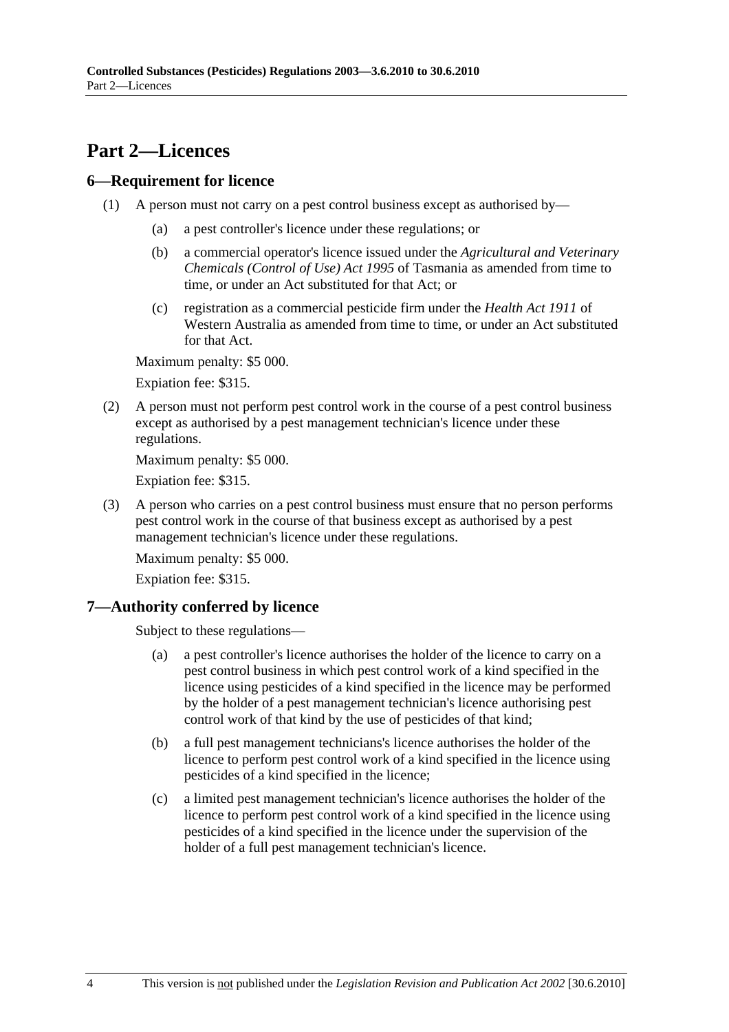# Part 2—Licences

## 6—Requirement for licence

(1) A person must not carry on a pest control business except as authorised by—

(a) a pest controller's licence under these regulations; or

(b) a commercial operator's licence issued under the *Agricultural and Veterinary Chemicals (Control of Use) Act 1995* of Tasmania as amended from time to time, or under an Act substituted for that Act; or

(c) registration as a commercial pesticide firm under the *Health Act 1911* of Western Australia as amended from time to time, or under an Act substituted for that Act.

Maximum penalty: $5 000.

Expiation fee: $315.

(2) A person must not perform pest control work in the course of a pest control business except as authorised by a pest management technician's licence under these regulations.

Maximum penalty: $5 000.

Expiation fee: $315.

(3) A person who carries on a pest control business must ensure that no person performs pest control work in the course of that business except as authorised by a pest management technician's licence under these regulations.

Maximum penalty: $5 000.

Expiation fee: $315.

## 7—Authority conferred by licence

Subject to these regulations—

(a) a pest controller's licence authorises the holder of the licence to carry on a pest control business in which pest control work of a kind specified in the licence using pesticides of a kind specified in the licence may be performed by the holder of a pest management technician's licence authorising pest control work of that kind by the use of pesticides of that kind;

(b) a full pest management technicians's licence authorises the holder of the licence to perform pest control work of a kind specified in the licence using pesticides of a kind specified in the licence;

(c) a limited pest management technician's licence authorises the holder of the licence to perform pest control work of a kind specified in the licence using pesticides of a kind specified in the licence under the supervision of the holder of a full pest management technician's licence.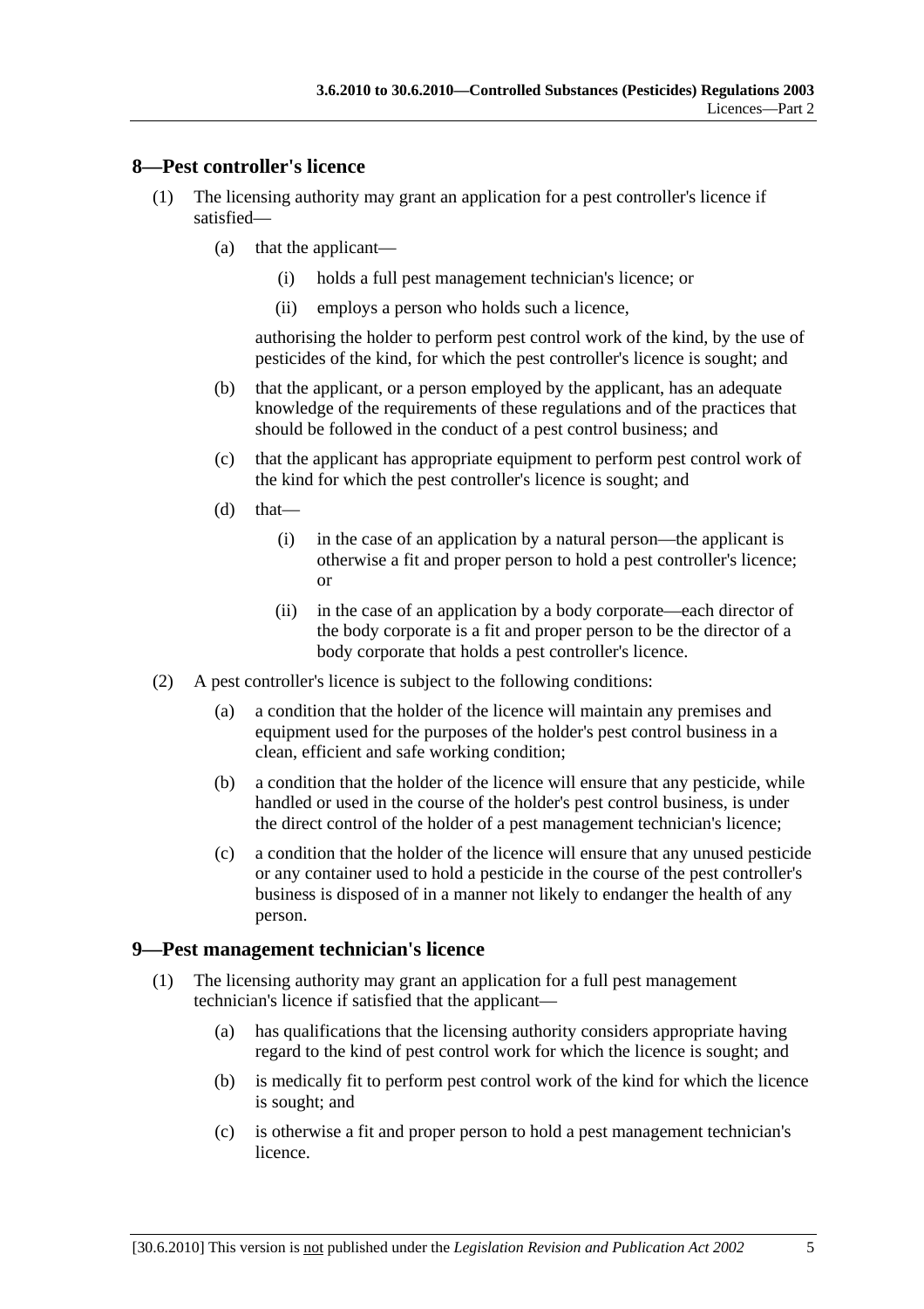## 8—Pest controller's licence

(1) The licensing authority may grant an application for a pest controller's licence if satisfied—

(a) that the applicant—

(i) holds a full pest management technician's licence; or

(ii) employs a person who holds such a licence,

authorising the holder to perform pest control work of the kind, by the use of pesticides of the kind, for which the pest controller's licence is sought; and

(b) that the applicant, or a person employed by the applicant, has an adequate knowledge of the requirements of these regulations and of the practices that should be followed in the conduct of a pest control business; and

(c) that the applicant has appropriate equipment to perform pest control work of the kind for which the pest controller's licence is sought; and

(d) that—

(i) in the case of an application by a natural person—the applicant is otherwise a fit and proper person to hold a pest controller's licence; or

(ii) in the case of an application by a body corporate—each director of the body corporate is a fit and proper person to be the director of a body corporate that holds a pest controller's licence.

(2) A pest controller's licence is subject to the following conditions:

(a) a condition that the holder of the licence will maintain any premises and equipment used for the purposes of the holder's pest control business in a clean, efficient and safe working condition;

(b) a condition that the holder of the licence will ensure that any pesticide, while handled or used in the course of the holder's pest control business, is under the direct control of the holder of a pest management technician's licence;

(c) a condition that the holder of the licence will ensure that any unused pesticide or any container used to hold a pesticide in the course of the pest controller's business is disposed of in a manner not likely to endanger the health of any person.

## 9—Pest management technician's licence

(1) The licensing authority may grant an application for a full pest management technician's licence if satisfied that the applicant—

(a) has qualifications that the licensing authority considers appropriate having regard to the kind of pest control work for which the licence is sought; and

(b) is medically fit to perform pest control work of the kind for which the licence is sought; and

(c) is otherwise a fit and proper person to hold a pest management technician's licence.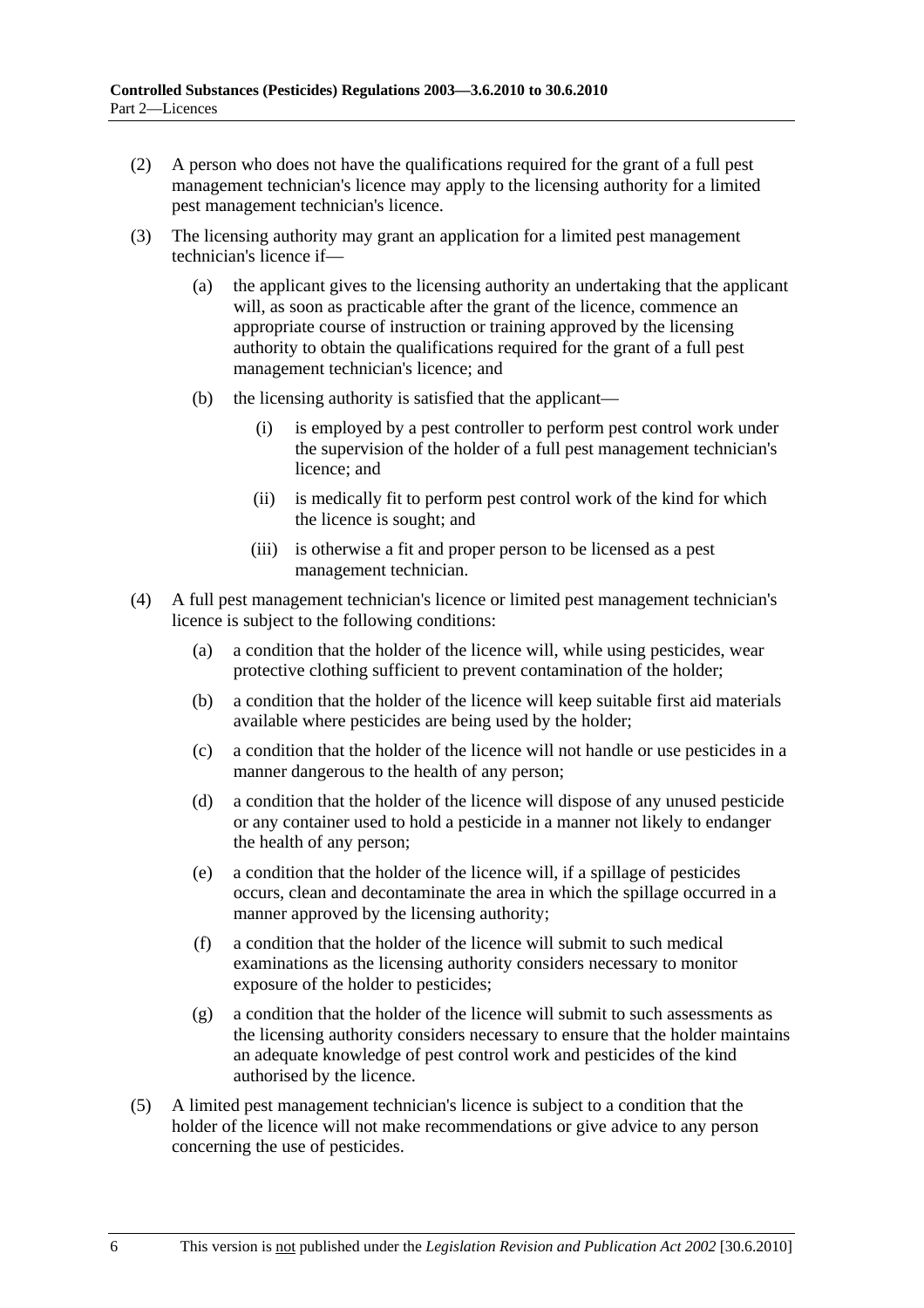(2) A person who does not have the qualifications required for the grant of a full pest management technician's licence may apply to the licensing authority for a limited pest management technician's licence.

(3) The licensing authority may grant an application for a limited pest management technician's licence if—

   (a) the applicant gives to the licensing authority an undertaking that the applicant will, as soon as practicable after the grant of the licence, commence an appropriate course of instruction or training approved by the licensing authority to obtain the qualifications required for the grant of a full pest management technician's licence; and

   (b) the licensing authority is satisfied that the applicant—

      (i) is employed by a pest controller to perform pest control work under the supervision of the holder of a full pest management technician's licence; and

      (ii) is medically fit to perform pest control work of the kind for which the licence is sought; and

      (iii) is otherwise a fit and proper person to be licensed as a pest management technician.

(4) A full pest management technician's licence or limited pest management technician's licence is subject to the following conditions:

   (a) a condition that the holder of the licence will, while using pesticides, wear protective clothing sufficient to prevent contamination of the holder;

   (b) a condition that the holder of the licence will keep suitable first aid materials available where pesticides are being used by the holder;

   (c) a condition that the holder of the licence will not handle or use pesticides in a manner dangerous to the health of any person;

   (d) a condition that the holder of the licence will dispose of any unused pesticide or any container used to hold a pesticide in a manner not likely to endanger the health of any person;

   (e) a condition that the holder of the licence will, if a spillage of pesticides occurs, clean and decontaminate the area in which the spillage occurred in a manner approved by the licensing authority;

   (f) a condition that the holder of the licence will submit to such medical examinations as the licensing authority considers necessary to monitor exposure of the holder to pesticides;

   (g) a condition that the holder of the licence will submit to such assessments as the licensing authority considers necessary to ensure that the holder maintains an adequate knowledge of pest control work and pesticides of the kind authorised by the licence.

(5) A limited pest management technician's licence is subject to a condition that the holder of the licence will not make recommendations or give advice to any person concerning the use of pesticides.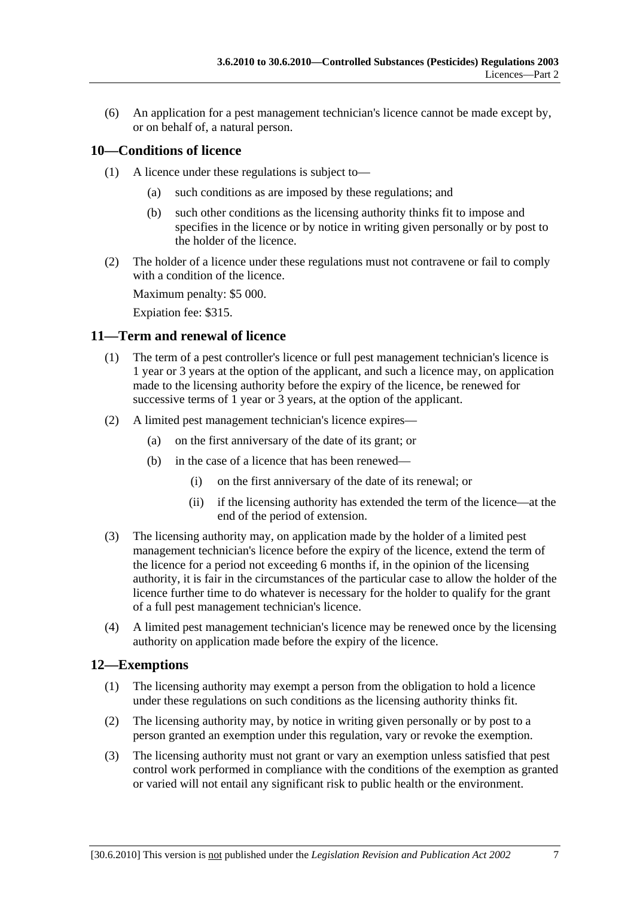(6) An application for a pest management technician's licence cannot be made except by, or on behalf of, a natural person.

## 10—Conditions of licence

(1) A licence under these regulations is subject to—

(a) such conditions as are imposed by these regulations; and

(b) such other conditions as the licensing authority thinks fit to impose and specifies in the licence or by notice in writing given personally or by post to the holder of the licence.

(2) The holder of a licence under these regulations must not contravene or fail to comply with a condition of the licence.

Maximum penalty: $5 000.

Expiation fee: $315.

## 11—Term and renewal of licence

(1) The term of a pest controller's licence or full pest management technician's licence is 1 year or 3 years at the option of the applicant, and such a licence may, on application made to the licensing authority before the expiry of the licence, be renewed for successive terms of 1 year or 3 years, at the option of the applicant.

(2) A limited pest management technician's licence expires—

(a) on the first anniversary of the date of its grant; or

(b) in the case of a licence that has been renewed—

(i) on the first anniversary of the date of its renewal; or

(ii) if the licensing authority has extended the term of the licence—at the end of the period of extension.

(3) The licensing authority may, on application made by the holder of a limited pest management technician's licence before the expiry of the licence, extend the term of the licence for a period not exceeding 6 months if, in the opinion of the licensing authority, it is fair in the circumstances of the particular case to allow the holder of the licence further time to do whatever is necessary for the holder to qualify for the grant of a full pest management technician's licence.

(4) A limited pest management technician's licence may be renewed once by the licensing authority on application made before the expiry of the licence.

## 12—Exemptions

(1) The licensing authority may exempt a person from the obligation to hold a licence under these regulations on such conditions as the licensing authority thinks fit.

(2) The licensing authority may, by notice in writing given personally or by post to a person granted an exemption under this regulation, vary or revoke the exemption.

(3) The licensing authority must not grant or vary an exemption unless satisfied that pest control work performed in compliance with the conditions of the exemption as granted or varied will not entail any significant risk to public health or the environment.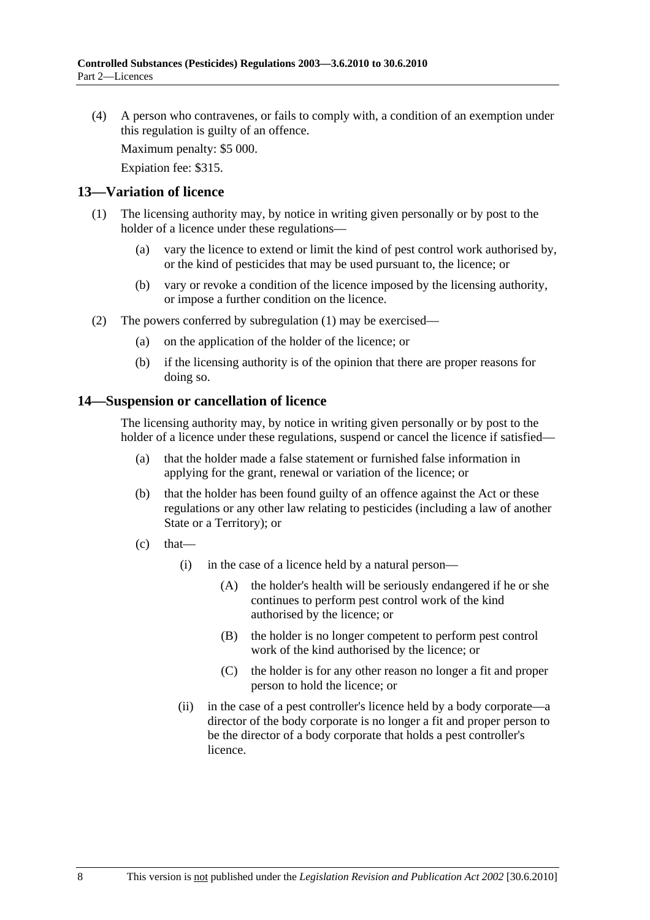(4) A person who contravenes, or fails to comply with, a condition of an exemption under this regulation is guilty of an offence.

Maximum penalty: $5 000.

Expiation fee: $315.

## 13—Variation of licence

(1) The licensing authority may, by notice in writing given personally or by post to the holder of a licence under these regulations—

(a) vary the licence to extend or limit the kind of pest control work authorised by, or the kind of pesticides that may be used pursuant to, the licence; or

(b) vary or revoke a condition of the licence imposed by the licensing authority, or impose a further condition on the licence.

(2) The powers conferred by subregulation (1) may be exercised—

(a) on the application of the holder of the licence; or

(b) if the licensing authority is of the opinion that there are proper reasons for doing so.

## 14—Suspension or cancellation of licence

The licensing authority may, by notice in writing given personally or by post to the holder of a licence under these regulations, suspend or cancel the licence if satisfied—

(a) that the holder made a false statement or furnished false information in applying for the grant, renewal or variation of the licence; or

(b) that the holder has been found guilty of an offence against the Act or these regulations or any other law relating to pesticides (including a law of another State or a Territory); or

(c) that—

(i) in the case of a licence held by a natural person—

(A) the holder's health will be seriously endangered if he or she continues to perform pest control work of the kind authorised by the licence; or

(B) the holder is no longer competent to perform pest control work of the kind authorised by the licence; or

(C) the holder is for any other reason no longer a fit and proper person to hold the licence; or

(ii) in the case of a pest controller's licence held by a body corporate—a director of the body corporate is no longer a fit and proper person to be the director of a body corporate that holds a pest controller's licence.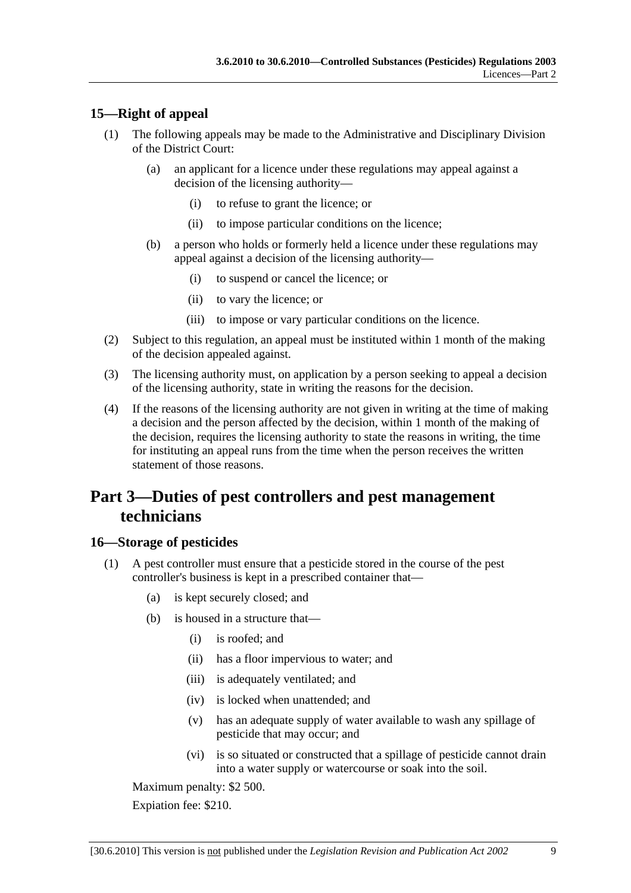## 15—Right of appeal

(1) The following appeals may be made to the Administrative and Disciplinary Division of the District Court:

   (a) an applicant for a licence under these regulations may appeal against a decision of the licensing authority—

      (i) to refuse to grant the licence; or

      (ii) to impose particular conditions on the licence;

   (b) a person who holds or formerly held a licence under these regulations may appeal against a decision of the licensing authority—

      (i) to suspend or cancel the licence; or

      (ii) to vary the licence; or

      (iii) to impose or vary particular conditions on the licence.

(2) Subject to this regulation, an appeal must be instituted within 1 month of the making of the decision appealed against.

(3) The licensing authority must, on application by a person seeking to appeal a decision of the licensing authority, state in writing the reasons for the decision.

(4) If the reasons of the licensing authority are not given in writing at the time of making a decision and the person affected by the decision, within 1 month of the making of the decision, requires the licensing authority to state the reasons in writing, the time for instituting an appeal runs from the time when the person receives the written statement of those reasons.

# Part 3—Duties of pest controllers and pest management technicians

## 16—Storage of pesticides

(1) A pest controller must ensure that a pesticide stored in the course of the pest controller's business is kept in a prescribed container that—

   (a) is kept securely closed; and

   (b) is housed in a structure that—

      (i) is roofed; and

      (ii) has a floor impervious to water; and

      (iii) is adequately ventilated; and

      (iv) is locked when unattended; and

      (v) has an adequate supply of water available to wash any spillage of pesticide that may occur; and

      (vi) is so situated or constructed that a spillage of pesticide cannot drain into a water supply or watercourse or soak into the soil.

Maximum penalty: $2 500.

Expiation fee: $210.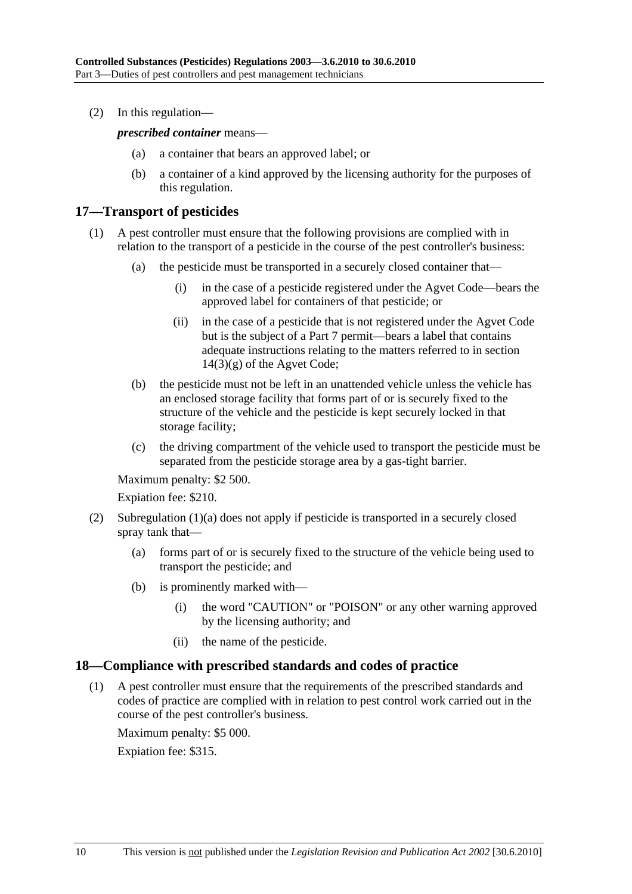(2) In this regulation—

***prescribed container*** means—

(a) a container that bears an approved label; or

(b) a container of a kind approved by the licensing authority for the purposes of this regulation.

## 17—Transport of pesticides

(1) A pest controller must ensure that the following provisions are complied with in relation to the transport of a pesticide in the course of the pest controller's business:

(a) the pesticide must be transported in a securely closed container that—

(i) in the case of a pesticide registered under the Agvet Code—bears the approved label for containers of that pesticide; or

(ii) in the case of a pesticide that is not registered under the Agvet Code but is the subject of a Part 7 permit—bears a label that contains adequate instructions relating to the matters referred to in section 14(3)(g) of the Agvet Code;

(b) the pesticide must not be left in an unattended vehicle unless the vehicle has an enclosed storage facility that forms part of or is securely fixed to the structure of the vehicle and the pesticide is kept securely locked in that storage facility;

(c) the driving compartment of the vehicle used to transport the pesticide must be separated from the pesticide storage area by a gas-tight barrier.

Maximum penalty: $2 500.

Expiation fee: $210.

(2) Subregulation (1)(a) does not apply if pesticide is transported in a securely closed spray tank that—

(a) forms part of or is securely fixed to the structure of the vehicle being used to transport the pesticide; and

(b) is prominently marked with—

(i) the word "CAUTION" or "POISON" or any other warning approved by the licensing authority; and

(ii) the name of the pesticide.

## 18—Compliance with prescribed standards and codes of practice

(1) A pest controller must ensure that the requirements of the prescribed standards and codes of practice are complied with in relation to pest control work carried out in the course of the pest controller's business.

Maximum penalty: $5 000.

Expiation fee: $315.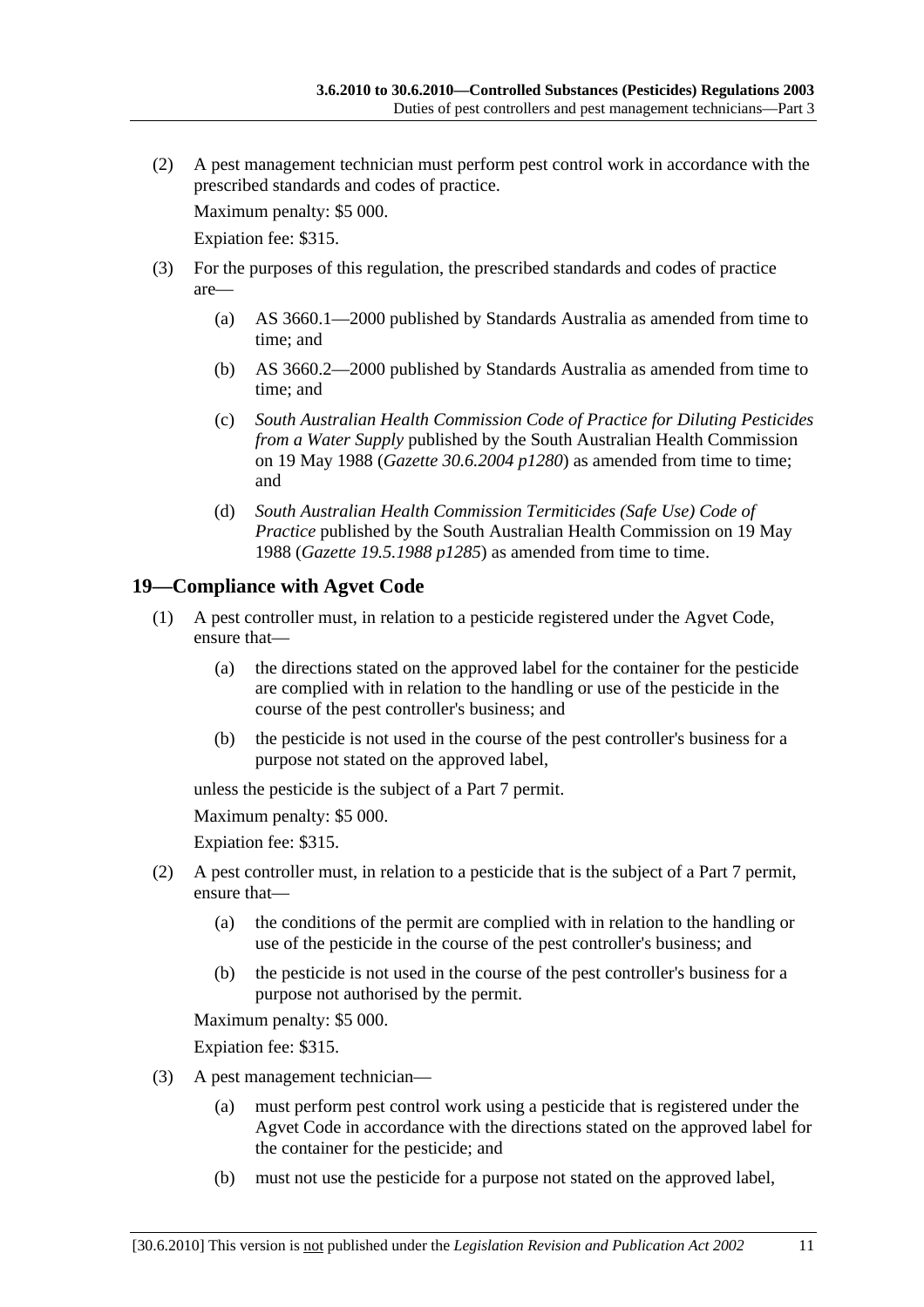(2) A pest management technician must perform pest control work in accordance with the prescribed standards and codes of practice.

Maximum penalty: $5 000.

Expiation fee: $315.

(3) For the purposes of this regulation, the prescribed standards and codes of practice are—

(a) AS 3660.1—2000 published by Standards Australia as amended from time to time; and

(b) AS 3660.2—2000 published by Standards Australia as amended from time to time; and

(c) *South Australian Health Commission Code of Practice for Diluting Pesticides from a Water Supply* published by the South Australian Health Commission on 19 May 1988 (*Gazette 30.6.2004 p1280*) as amended from time to time; and

(d) *South Australian Health Commission Termiticides (Safe Use) Code of Practice* published by the South Australian Health Commission on 19 May 1988 (*Gazette 19.5.1988 p1285*) as amended from time to time.

## 19—Compliance with Agvet Code

(1) A pest controller must, in relation to a pesticide registered under the Agvet Code, ensure that—

(a) the directions stated on the approved label for the container for the pesticide are complied with in relation to the handling or use of the pesticide in the course of the pest controller's business; and

(b) the pesticide is not used in the course of the pest controller's business for a purpose not stated on the approved label,

unless the pesticide is the subject of a Part 7 permit.

Maximum penalty: $5 000.

Expiation fee: $315.

(2) A pest controller must, in relation to a pesticide that is the subject of a Part 7 permit, ensure that—

(a) the conditions of the permit are complied with in relation to the handling or use of the pesticide in the course of the pest controller's business; and

(b) the pesticide is not used in the course of the pest controller's business for a purpose not authorised by the permit.

Maximum penalty: $5 000.

Expiation fee: $315.

(3) A pest management technician—

(a) must perform pest control work using a pesticide that is registered under the Agvet Code in accordance with the directions stated on the approved label for the container for the pesticide; and

(b) must not use the pesticide for a purpose not stated on the approved label,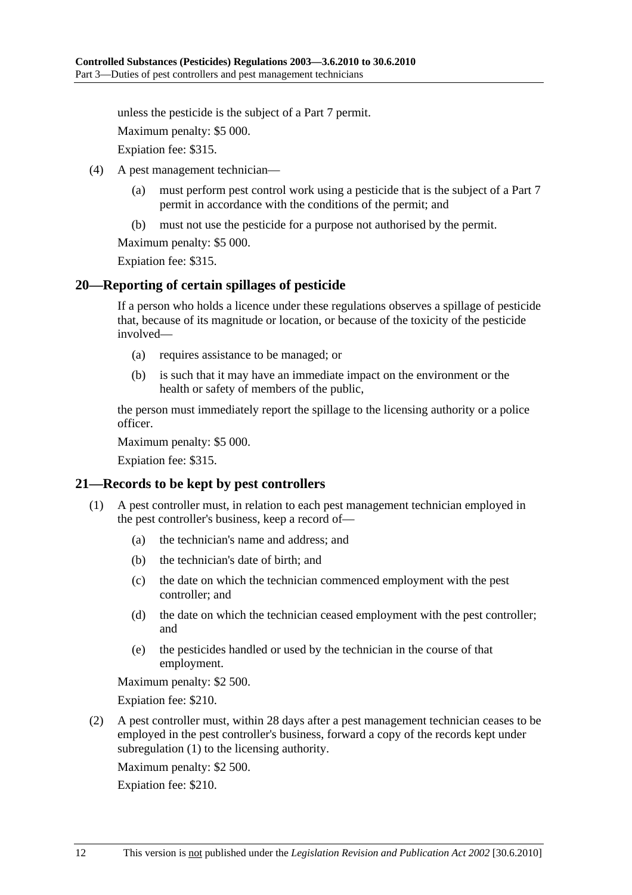unless the pesticide is the subject of a Part 7 permit.

Maximum penalty: $5 000.

Expiation fee: $315.

(4) A pest management technician—

(a) must perform pest control work using a pesticide that is the subject of a Part 7 permit in accordance with the conditions of the permit; and

(b) must not use the pesticide for a purpose not authorised by the permit.

Maximum penalty: $5 000.

Expiation fee: $315.

## 20—Reporting of certain spillages of pesticide

If a person who holds a licence under these regulations observes a spillage of pesticide that, because of its magnitude or location, or because of the toxicity of the pesticide involved—

(a) requires assistance to be managed; or

(b) is such that it may have an immediate impact on the environment or the health or safety of members of the public,

the person must immediately report the spillage to the licensing authority or a police officer.

Maximum penalty: $5 000.

Expiation fee: $315.

## 21—Records to be kept by pest controllers

(1) A pest controller must, in relation to each pest management technician employed in the pest controller's business, keep a record of—

(a) the technician's name and address; and

(b) the technician's date of birth; and

(c) the date on which the technician commenced employment with the pest controller; and

(d) the date on which the technician ceased employment with the pest controller; and

(e) the pesticides handled or used by the technician in the course of that employment.

Maximum penalty: $2 500.

Expiation fee: $210.

(2) A pest controller must, within 28 days after a pest management technician ceases to be employed in the pest controller's business, forward a copy of the records kept under subregulation (1) to the licensing authority.

Maximum penalty: $2 500.

Expiation fee: $210.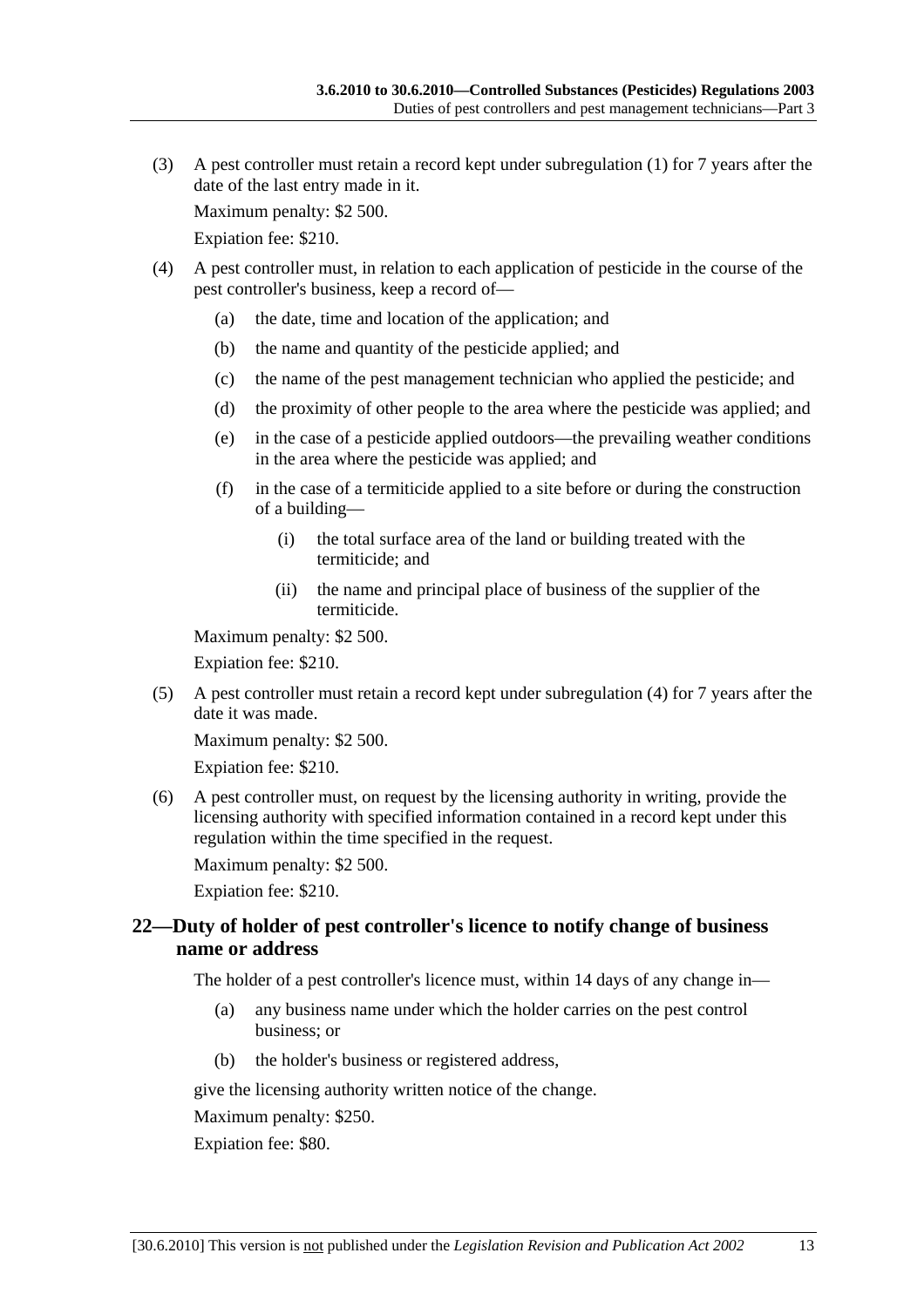(3) A pest controller must retain a record kept under subregulation (1) for 7 years after the date of the last entry made in it.

Maximum penalty: $2 500.

Expiation fee: $210.

(4) A pest controller must, in relation to each application of pesticide in the course of the pest controller's business, keep a record of—

- (a) the date, time and location of the application; and
- (b) the name and quantity of the pesticide applied; and
- (c) the name of the pest management technician who applied the pesticide; and
- (d) the proximity of other people to the area where the pesticide was applied; and
- (e) in the case of a pesticide applied outdoors—the prevailing weather conditions in the area where the pesticide was applied; and
- (f) in the case of a termiticide applied to a site before or during the construction of a building—
  - (i) the total surface area of the land or building treated with the termiticide; and
  - (ii) the name and principal place of business of the supplier of the termiticide.

Maximum penalty: $2 500.

Expiation fee: $210.

(5) A pest controller must retain a record kept under subregulation (4) for 7 years after the date it was made.

Maximum penalty: $2 500.

Expiation fee: $210.

(6) A pest controller must, on request by the licensing authority in writing, provide the licensing authority with specified information contained in a record kept under this regulation within the time specified in the request.

Maximum penalty: $2 500.

Expiation fee: $210.

## 22—Duty of holder of pest controller's licence to notify change of business name or address

The holder of a pest controller's licence must, within 14 days of any change in—

- (a) any business name under which the holder carries on the pest control business; or
- (b) the holder's business or registered address,

give the licensing authority written notice of the change.

Maximum penalty: $250.

Expiation fee: $80.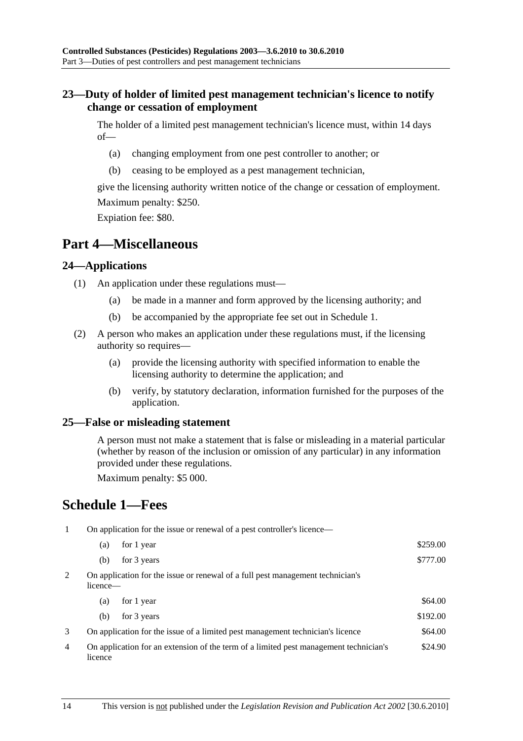### 23—Duty of holder of limited pest management technician's licence to notify change or cessation of employment

The holder of a limited pest management technician's licence must, within 14 days of—

(a) changing employment from one pest controller to another; or

(b) ceasing to be employed as a pest management technician,

give the licensing authority written notice of the change or cessation of employment.

Maximum penalty: $250.

Expiation fee: $80.

## Part 4—Miscellaneous

### 24—Applications

(1) An application under these regulations must—

(a) be made in a manner and form approved by the licensing authority; and

(b) be accompanied by the appropriate fee set out in Schedule 1.

(2) A person who makes an application under these regulations must, if the licensing authority so requires—

(a) provide the licensing authority with specified information to enable the licensing authority to determine the application; and

(b) verify, by statutory declaration, information furnished for the purposes of the application.

### 25—False or misleading statement

A person must not make a statement that is false or misleading in a material particular (whether by reason of the inclusion or omission of any particular) in any information provided under these regulations.

Maximum penalty: $5 000.

## Schedule 1—Fees

| | | |
|---|---|---|
| 1 | On application for the issue or renewal of a pest controller's licence— | |
| | (a) for 1 year | $259.00 |
| | (b) for 3 years | $777.00 |
| 2 | On application for the issue or renewal of a full pest management technician's licence— | |
| | (a) for 1 year | $64.00 |
| | (b) for 3 years | $192.00 |
| 3 | On application for the issue of a limited pest management technician's licence | $64.00 |
| 4 | On application for an extension of the term of a limited pest management technician's licence | $24.90 |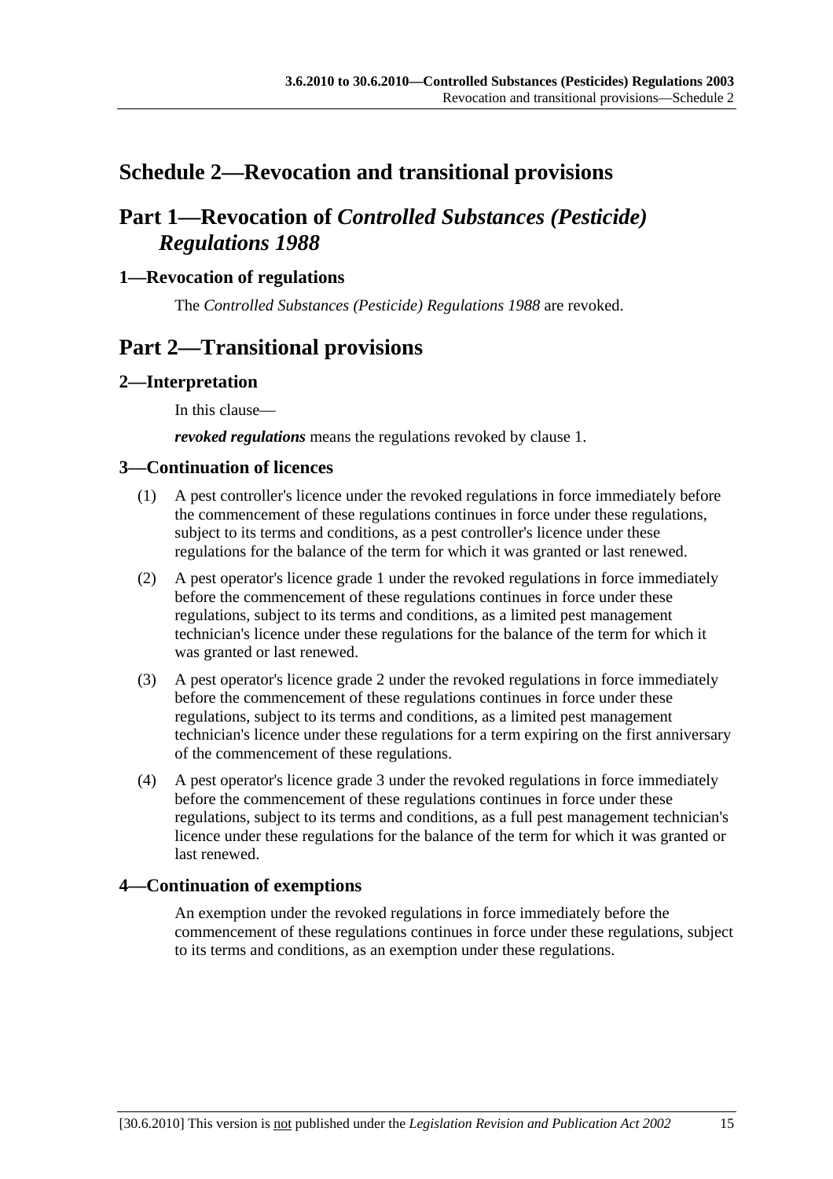# Schedule 2—Revocation and transitional provisions

## Part 1—Revocation of *Controlled Substances (Pesticide) Regulations 1988*

### 1—Revocation of regulations

The *Controlled Substances (Pesticide) Regulations 1988* are revoked.

## Part 2—Transitional provisions

### 2—Interpretation

In this clause—

***revoked regulations*** means the regulations revoked by clause 1.

### 3—Continuation of licences

(1) A pest controller's licence under the revoked regulations in force immediately before the commencement of these regulations continues in force under these regulations, subject to its terms and conditions, as a pest controller's licence under these regulations for the balance of the term for which it was granted or last renewed.

(2) A pest operator's licence grade 1 under the revoked regulations in force immediately before the commencement of these regulations continues in force under these regulations, subject to its terms and conditions, as a limited pest management technician's licence under these regulations for the balance of the term for which it was granted or last renewed.

(3) A pest operator's licence grade 2 under the revoked regulations in force immediately before the commencement of these regulations continues in force under these regulations, subject to its terms and conditions, as a limited pest management technician's licence under these regulations for a term expiring on the first anniversary of the commencement of these regulations.

(4) A pest operator's licence grade 3 under the revoked regulations in force immediately before the commencement of these regulations continues in force under these regulations, subject to its terms and conditions, as a full pest management technician's licence under these regulations for the balance of the term for which it was granted or last renewed.

### 4—Continuation of exemptions

An exemption under the revoked regulations in force immediately before the commencement of these regulations continues in force under these regulations, subject to its terms and conditions, as an exemption under these regulations.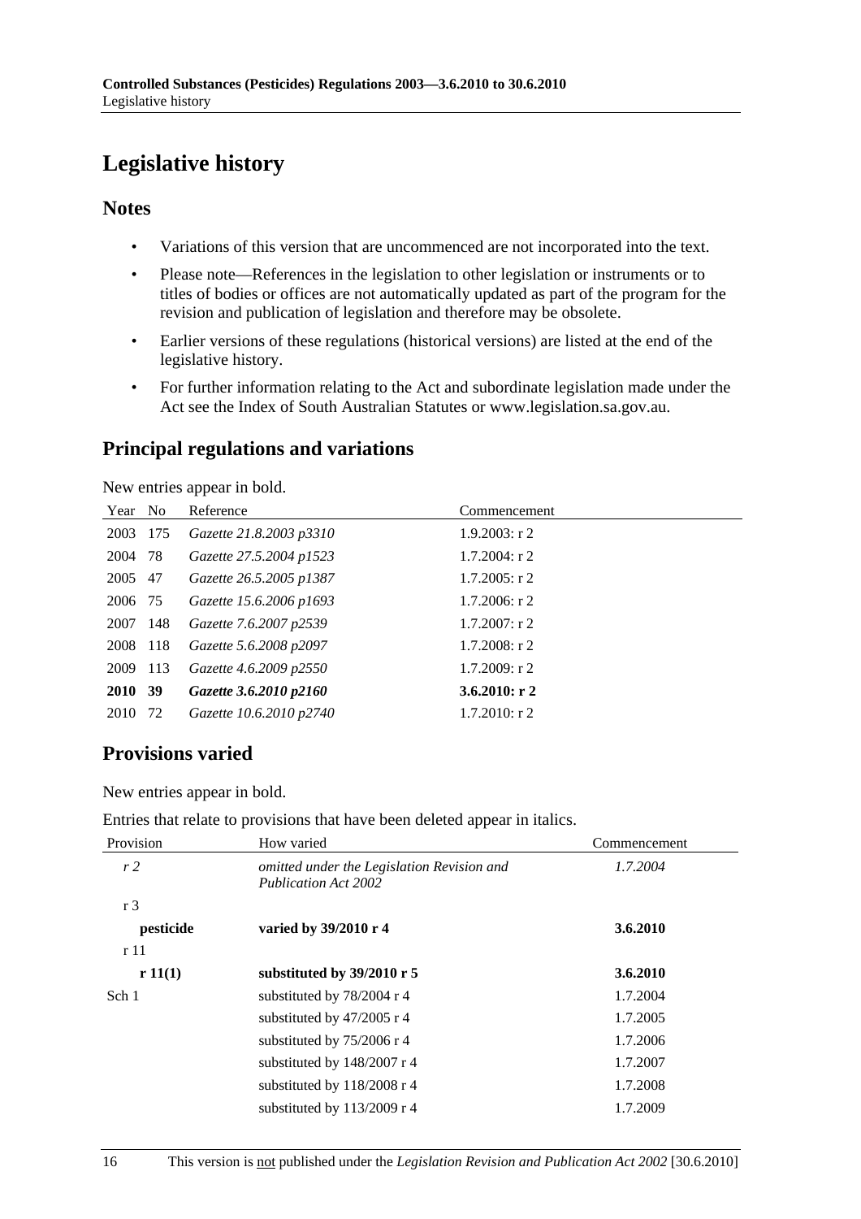# Legislative history

## Notes

- Variations of this version that are uncommenced are not incorporated into the text.
- Please note—References in the legislation to other legislation or instruments or to titles of bodies or offices are not automatically updated as part of the program for the revision and publication of legislation and therefore may be obsolete.
- Earlier versions of these regulations (historical versions) are listed at the end of the legislative history.
- For further information relating to the Act and subordinate legislation made under the Act see the Index of South Australian Statutes or www.legislation.sa.gov.au.

## Principal regulations and variations

New entries appear in bold.

| Year | No | Reference | Commencement |
|---|---|---|---|
| 2003 | 175 | *Gazette 21.8.2003 p3310* | 1.9.2003: r 2 |
| 2004 | 78 | *Gazette 27.5.2004 p1523* | 1.7.2004: r 2 |
| 2005 | 47 | *Gazette 26.5.2005 p1387* | 1.7.2005: r 2 |
| 2006 | 75 | *Gazette 15.6.2006 p1693* | 1.7.2006: r 2 |
| 2007 | 148 | *Gazette 7.6.2007 p2539* | 1.7.2007: r 2 |
| 2008 | 118 | *Gazette 5.6.2008 p2097* | 1.7.2008: r 2 |
| 2009 | 113 | *Gazette 4.6.2009 p2550* | 1.7.2009: r 2 |
| **2010** | **39** | ***Gazette 3.6.2010 p2160*** | **3.6.2010: r 2** |
| 2010 | 72 | *Gazette 10.6.2010 p2740* | 1.7.2010: r 2 |

## Provisions varied

New entries appear in bold.

Entries that relate to provisions that have been deleted appear in italics.

| Provision | How varied | Commencement |
|---|---|---|
| *r 2* | *omitted under the Legislation Revision and Publication Act 2002* | *1.7.2004* |
| r 3 | | |
| **pesticide** | **varied by 39/2010 r 4** | **3.6.2010** |
| r 11 | | |
| **r 11(1)** | **substituted by 39/2010 r 5** | **3.6.2010** |
| Sch 1 | substituted by 78/2004 r 4 | 1.7.2004 |
| | substituted by 47/2005 r 4 | 1.7.2005 |
| | substituted by 75/2006 r 4 | 1.7.2006 |
| | substituted by 148/2007 r 4 | 1.7.2007 |
| | substituted by 118/2008 r 4 | 1.7.2008 |
| | substituted by 113/2009 r 4 | 1.7.2009 |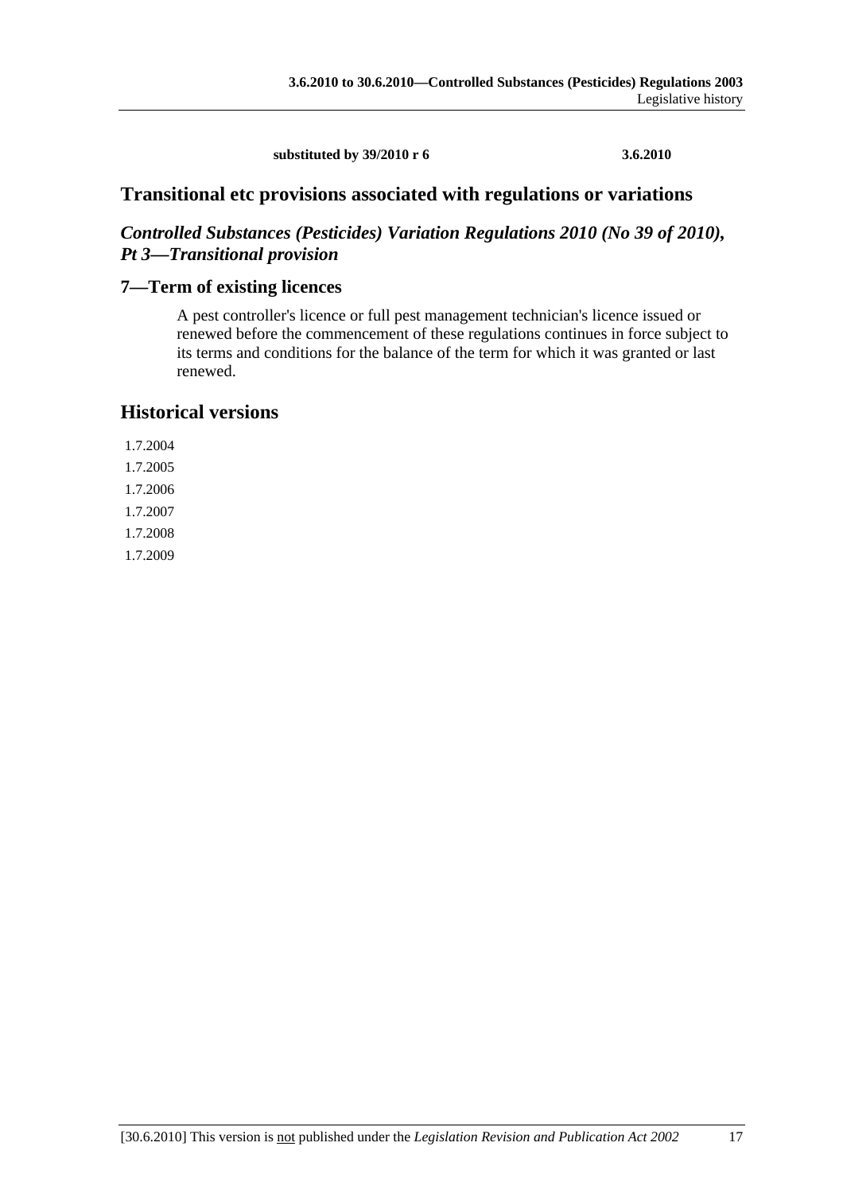**substituted by 39/2010 r 6** **3.6.2010**

## Transitional etc provisions associated with regulations or variations

### *Controlled Substances (Pesticides) Variation Regulations 2010 (No 39 of 2010), Pt 3—Transitional provision*

### 7—Term of existing licences

A pest controller's licence or full pest management technician's licence issued or renewed before the commencement of these regulations continues in force subject to its terms and conditions for the balance of the term for which it was granted or last renewed.

## Historical versions

1.7.2004

1.7.2005

1.7.2006

1.7.2007

1.7.2008

1.7.2009